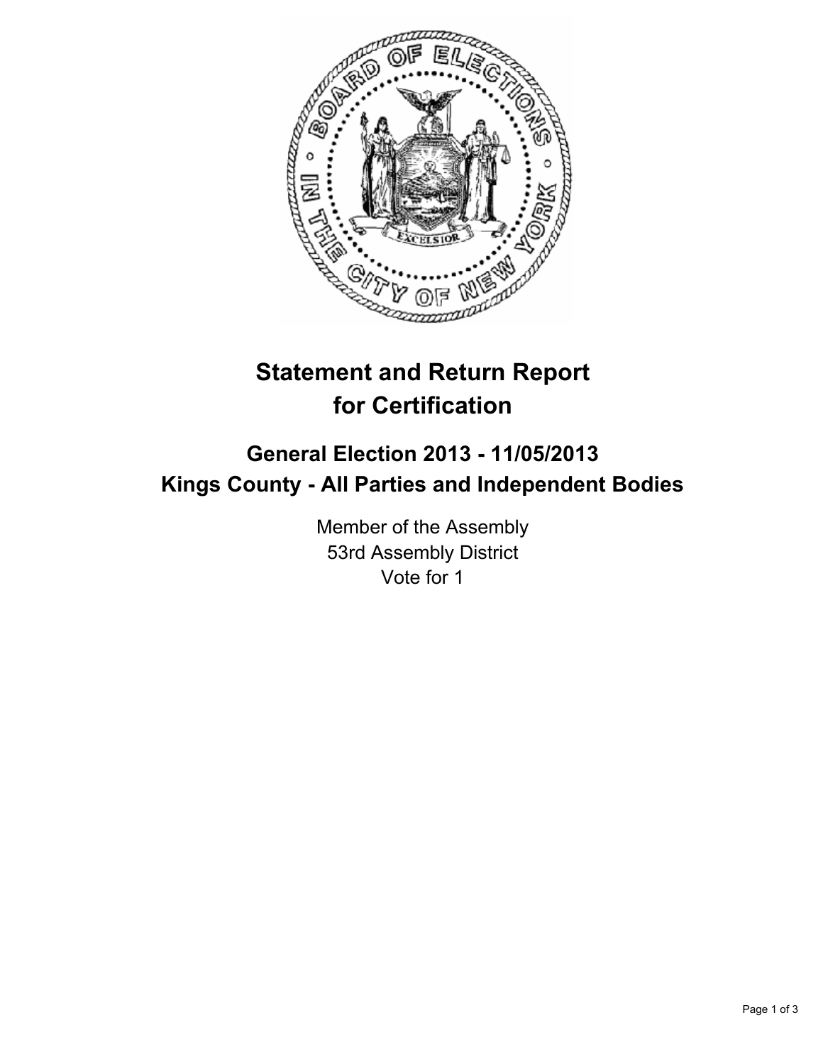# Statement and Return Report for Certification

## General Election 2013 - 11/05/2013
## Kings County - All Parties and Independent Bodies

Member of the Assembly
53rd Assembly District
Vote for 1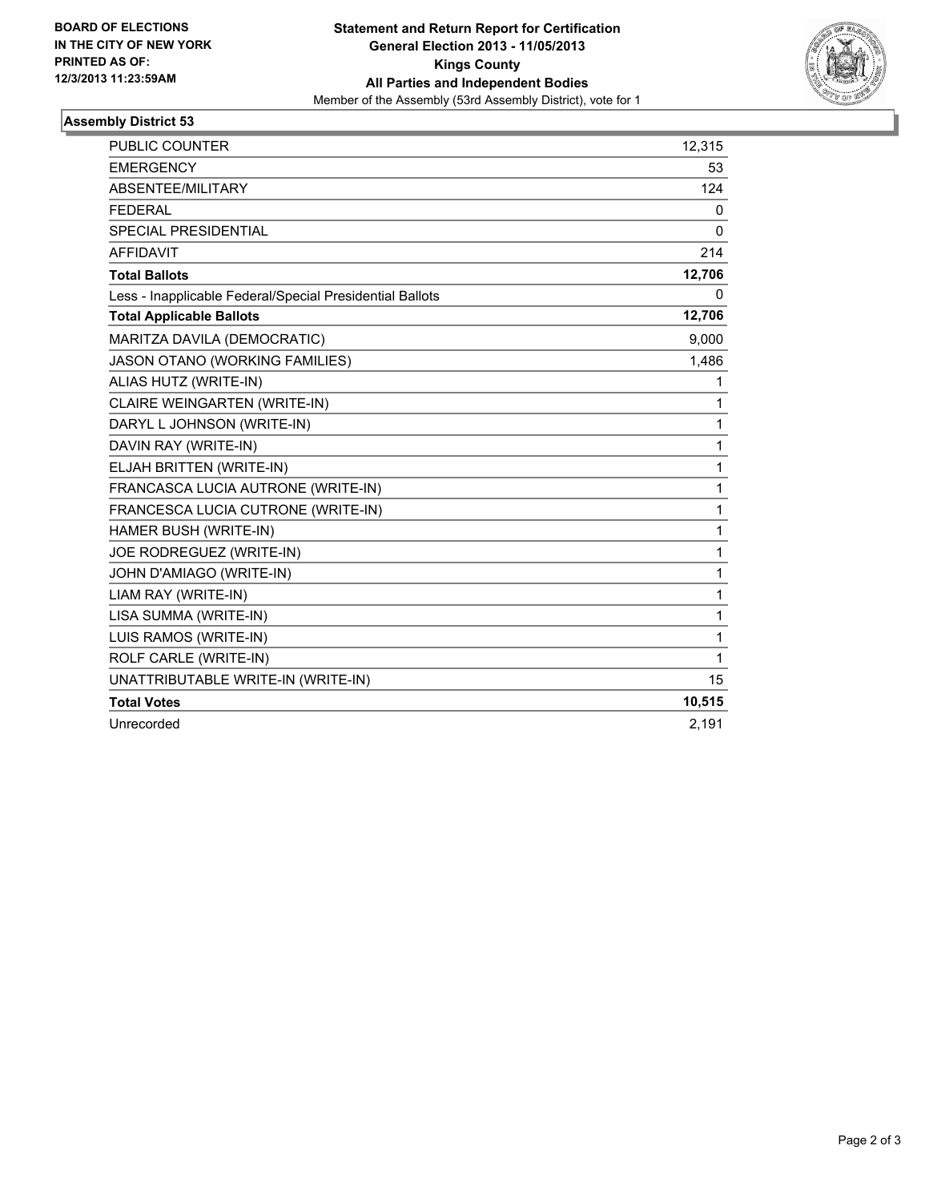BOARD OF ELECTIONS
IN THE CITY OF NEW YORK
PRINTED AS OF:
12/3/2013 11:23:59AM

**Statement and Return Report for Certification**
**General Election 2013 - 11/05/2013**
**Kings County**
**All Parties and Independent Bodies**
Member of the Assembly (53rd Assembly District), vote for 1

### Assembly District 53

| | |
|---|---|
| PUBLIC COUNTER | 12,315 |
| EMERGENCY | 53 |
| ABSENTEE/MILITARY | 124 |
| FEDERAL | 0 |
| SPECIAL PRESIDENTIAL | 0 |
| AFFIDAVIT | 214 |
| **Total Ballots** | **12,706** |
| Less - Inapplicable Federal/Special Presidential Ballots | 0 |
| **Total Applicable Ballots** | **12,706** |
| MARITZA DAVILA (DEMOCRATIC) | 9,000 |
| JASON OTANO (WORKING FAMILIES) | 1,486 |
| ALIAS HUTZ (WRITE-IN) | 1 |
| CLAIRE WEINGARTEN (WRITE-IN) | 1 |
| DARYL L JOHNSON (WRITE-IN) | 1 |
| DAVIN RAY (WRITE-IN) | 1 |
| ELJAH BRITTEN (WRITE-IN) | 1 |
| FRANCASCA LUCIA AUTRONE (WRITE-IN) | 1 |
| FRANCESCA LUCIA CUTRONE (WRITE-IN) | 1 |
| HAMER BUSH (WRITE-IN) | 1 |
| JOE RODREGUEZ (WRITE-IN) | 1 |
| JOHN D'AMIAGO (WRITE-IN) | 1 |
| LIAM RAY (WRITE-IN) | 1 |
| LISA SUMMA (WRITE-IN) | 1 |
| LUIS RAMOS (WRITE-IN) | 1 |
| ROLF CARLE (WRITE-IN) | 1 |
| UNATTRIBUTABLE WRITE-IN (WRITE-IN) | 15 |
| **Total Votes** | **10,515** |
| Unrecorded | 2,191 |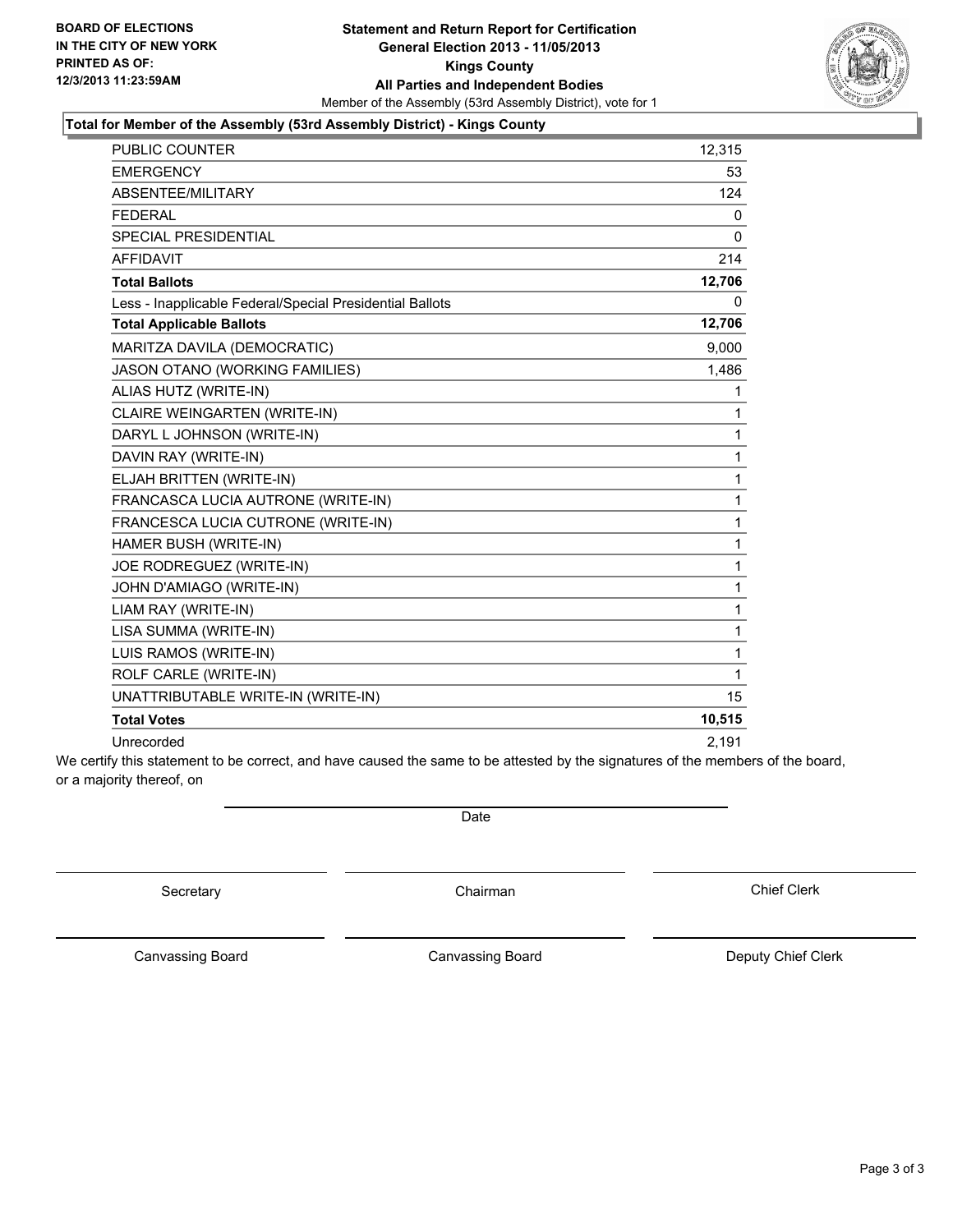**BOARD OF ELECTIONS IN THE CITY OF NEW YORK PRINTED AS OF: 12/3/2013 11:23:59AM**

# Statement and Return Report for Certification
## General Election 2013 - 11/05/2013
## Kings County
## All Parties and Independent Bodies

Member of the Assembly (53rd Assembly District), vote for 1

### Total for Member of the Assembly (53rd Assembly District) - Kings County

| | |
|---|---|
| PUBLIC COUNTER | 12,315 |
| EMERGENCY | 53 |
| ABSENTEE/MILITARY | 124 |
| FEDERAL | 0 |
| SPECIAL PRESIDENTIAL | 0 |
| AFFIDAVIT | 214 |
| **Total Ballots** | **12,706** |
| Less - Inapplicable Federal/Special Presidential Ballots | 0 |
| **Total Applicable Ballots** | **12,706** |
| MARITZA DAVILA (DEMOCRATIC) | 9,000 |
| JASON OTANO (WORKING FAMILIES) | 1,486 |
| ALIAS HUTZ (WRITE-IN) | 1 |
| CLAIRE WEINGARTEN (WRITE-IN) | 1 |
| DARYL L JOHNSON (WRITE-IN) | 1 |
| DAVIN RAY (WRITE-IN) | 1 |
| ELJAH BRITTEN (WRITE-IN) | 1 |
| FRANCASCA LUCIA AUTRONE (WRITE-IN) | 1 |
| FRANCESCA LUCIA CUTRONE (WRITE-IN) | 1 |
| HAMER BUSH (WRITE-IN) | 1 |
| JOE RODREGUEZ (WRITE-IN) | 1 |
| JOHN D'AMIAGO (WRITE-IN) | 1 |
| LIAM RAY (WRITE-IN) | 1 |
| LISA SUMMA (WRITE-IN) | 1 |
| LUIS RAMOS (WRITE-IN) | 1 |
| ROLF CARLE (WRITE-IN) | 1 |
| UNATTRIBUTABLE WRITE-IN (WRITE-IN) | 15 |
| **Total Votes** | **10,515** |
| Unrecorded | 2,191 |

We certify this statement to be correct, and have caused the same to be attested by the signatures of the members of the board, or a majority thereof, on

Date

Secretary

Chairman

Chief Clerk

Canvassing Board

Canvassing Board

Deputy Chief Clerk